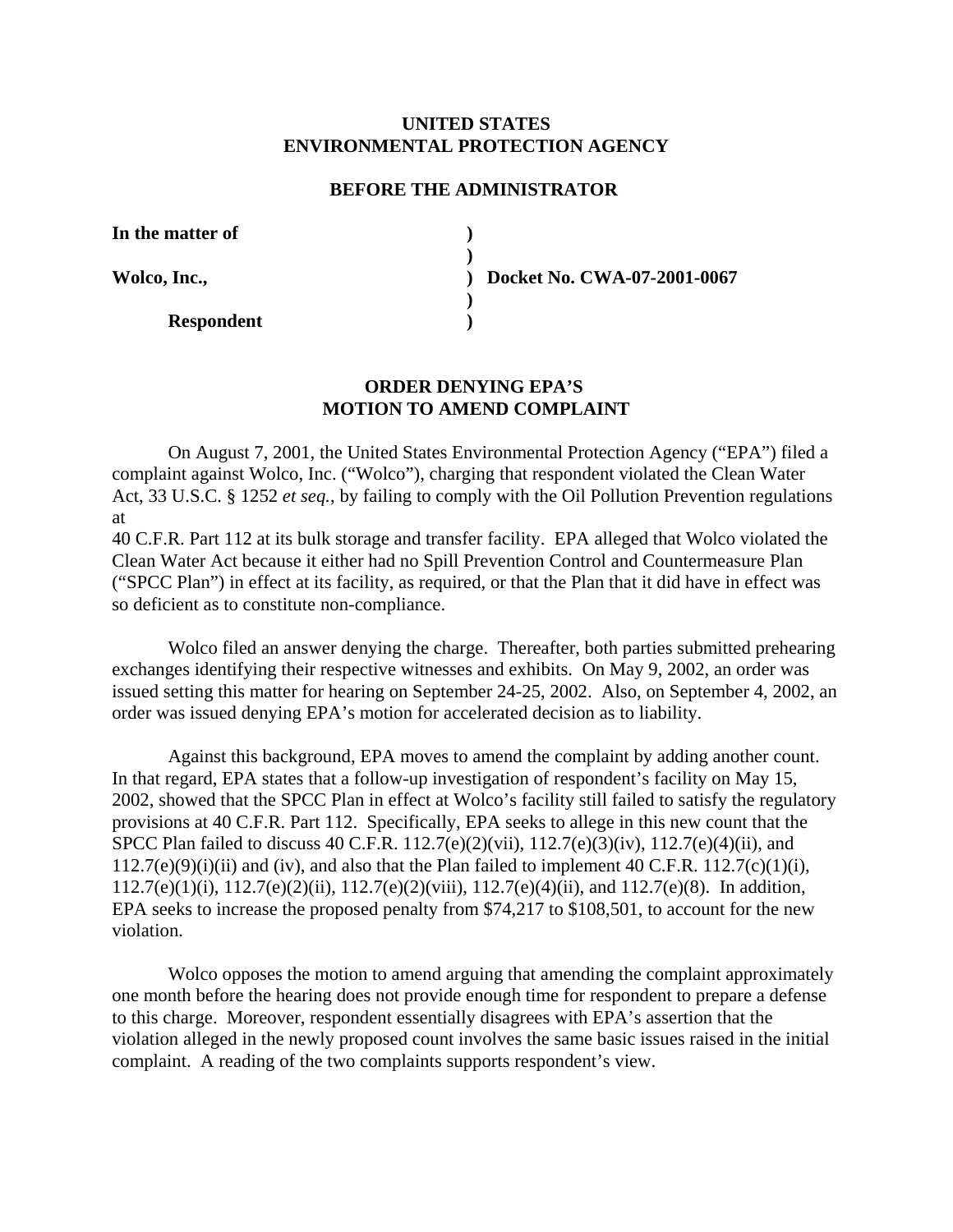**UNITED STATES**
**ENVIRONMENTAL PROTECTION AGENCY**

**BEFORE THE ADMINISTRATOR**

| | | |
|---|---|---|
| **In the matter of** | **)** | |
| | **)** | |
| **Wolco, Inc.,** | **)** | **Docket No. CWA-07-2001-0067** |
| | **)** | |
| **Respondent** | **)** | |

**ORDER DENYING EPA'S**
**MOTION TO AMEND COMPLAINT**

On August 7, 2001, the United States Environmental Protection Agency ("EPA") filed a complaint against Wolco, Inc. ("Wolco"), charging that respondent violated the Clean Water Act, 33 U.S.C. § 1252 *et seq.*, by failing to comply with the Oil Pollution Prevention regulations at
40 C.F.R. Part 112 at its bulk storage and transfer facility. EPA alleged that Wolco violated the Clean Water Act because it either had no Spill Prevention Control and Countermeasure Plan ("SPCC Plan") in effect at its facility, as required, or that the Plan that it did have in effect was so deficient as to constitute non-compliance.

Wolco filed an answer denying the charge. Thereafter, both parties submitted prehearing exchanges identifying their respective witnesses and exhibits. On May 9, 2002, an order was issued setting this matter for hearing on September 24-25, 2002. Also, on September 4, 2002, an order was issued denying EPA's motion for accelerated decision as to liability.

Against this background, EPA moves to amend the complaint by adding another count. In that regard, EPA states that a follow-up investigation of respondent's facility on May 15, 2002, showed that the SPCC Plan in effect at Wolco's facility still failed to satisfy the regulatory provisions at 40 C.F.R. Part 112. Specifically, EPA seeks to allege in this new count that the SPCC Plan failed to discuss 40 C.F.R. 112.7(e)(2)(vii), 112.7(e)(3)(iv), 112.7(e)(4)(ii), and 112.7(e)(9)(i)(ii) and (iv), and also that the Plan failed to implement 40 C.F.R. 112.7(c)(1)(i), 112.7(e)(1)(i), 112.7(e)(2)(ii), 112.7(e)(2)(viii), 112.7(e)(4)(ii), and 112.7(e)(8). In addition, EPA seeks to increase the proposed penalty from $74,217 to $108,501, to account for the new violation.

Wolco opposes the motion to amend arguing that amending the complaint approximately one month before the hearing does not provide enough time for respondent to prepare a defense to this charge. Moreover, respondent essentially disagrees with EPA's assertion that the violation alleged in the newly proposed count involves the same basic issues raised in the initial complaint. A reading of the two complaints supports respondent's view.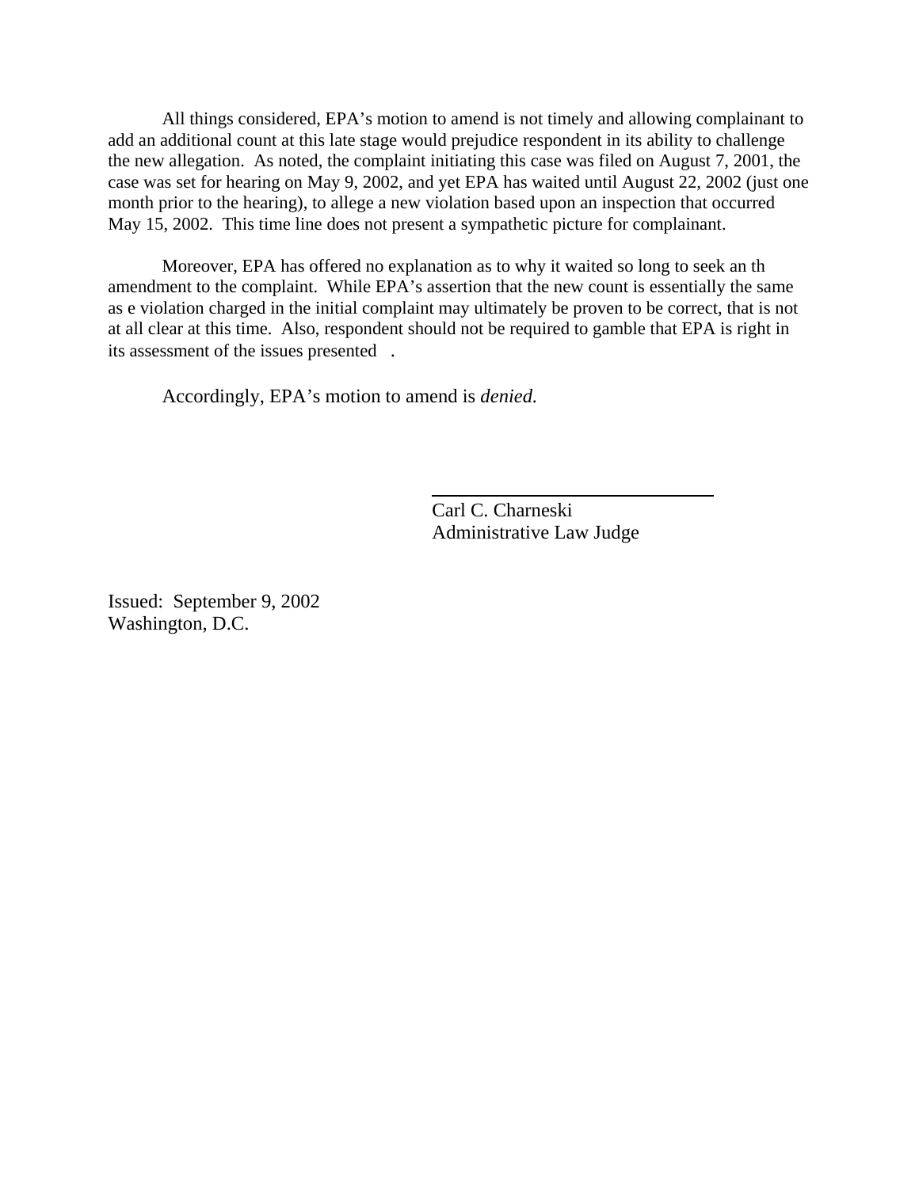All things considered, EPA's motion to amend is not timely and allowing complainant to add an additional count at this late stage would prejudice respondent in its ability to challenge the new allegation. As noted, the complaint initiating this case was filed on August 7, 2001, the case was set for hearing on May 9, 2002, and yet EPA has waited until August 22, 2002 (just one month prior to the hearing), to allege a new violation based upon an inspection that occurred May 15, 2002. This time line does not present a sympathetic picture for complainant.

Moreover, EPA has offered no explanation as to why it waited so long to seek an th amendment to the complaint. While EPA's assertion that the new count is essentially the same as e violation charged in the initial complaint may ultimately be proven to be correct, that is not at all clear at this time. Also, respondent should not be required to gamble that EPA is right in its assessment of the issues presented .

Accordingly, EPA's motion to amend is *denied.*

Carl C. Charneski
Administrative Law Judge

Issued: September 9, 2002
Washington, D.C.